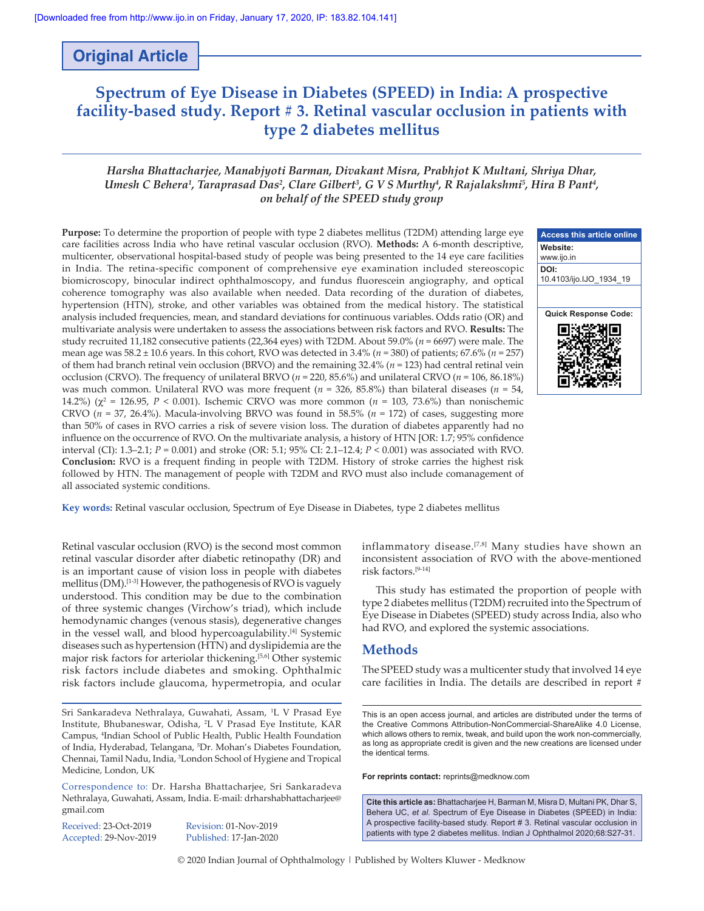Original Article

# Spectrum of Eye Disease in Diabetes (SPEED) in India: A prospective facility-based study. Report # 3. Retinal vascular occlusion in patients with type 2 diabetes mellitus

*Harsha Bhattacharjee, Manabjyoti Barman, Divakant Misra, Prabhjot K Multani, Shriya Dhar, Umesh C Behera[1], Taraprasad Das[2], Clare Gilbert[3], G V S Murthy[4], R Rajalakshmi[5], Hira B Pant[4], on behalf of the SPEED study group*

**Purpose:** To determine the proportion of people with type 2 diabetes mellitus (T2DM) attending large eye care facilities across India who have retinal vascular occlusion (RVO). **Methods:** A 6-month descriptive, multicenter, observational hospital-based study of people was being presented to the 14 eye care facilities in India. The retina-specific component of comprehensive eye examination included stereoscopic biomicroscopy, binocular indirect ophthalmoscopy, and fundus fluorescein angiography, and optical coherence tomography was also available when needed. Data recording of the duration of diabetes, hypertension (HTN), stroke, and other variables was obtained from the medical history. The statistical analysis included frequencies, mean, and standard deviations for continuous variables. Odds ratio (OR) and multivariate analysis were undertaken to assess the associations between risk factors and RVO. **Results:** The study recruited 11,182 consecutive patients (22,364 eyes) with T2DM. About 59.0% ($n$ = 6697) were male. The mean age was 58.2 ± 10.6 years. In this cohort, RVO was detected in 3.4% ($n$ = 380) of patients; 67.6% ($n$ = 257) of them had branch retinal vein occlusion (BRVO) and the remaining 32.4% ($n$ = 123) had central retinal vein occlusion (CRVO). The frequency of unilateral BRVO ($n$ = 220, 85.6%) and unilateral CRVO ($n$ = 106, 86.18%) was much common. Unilateral RVO was more frequent ($n$ = 326, 85.8%) than bilateral diseases ($n$ = 54, 14.2%) ($\chi^2$ = 126.95, $P$ < 0.001). Ischemic CRVO was more common ($n$ = 103, 73.6%) than nonischemic CRVO ($n$ = 37, 26.4%). Macula-involving BRVO was found in 58.5% ($n$ = 172) of cases, suggesting more than 50% of cases in RVO carries a risk of severe vision loss. The duration of diabetes apparently had no influence on the occurrence of RVO. On the multivariate analysis, a history of HTN [OR: 1.7; 95% confidence interval (CI): 1.3–2.1; $P$ = 0.001) and stroke (OR: 5.1; 95% CI: 2.1–12.4; $P$ < 0.001) was associated with RVO. **Conclusion:** RVO is a frequent finding in people with T2DM. History of stroke carries the highest risk followed by HTN. The management of people with T2DM and RVO must also include comanagement of all associated systemic conditions.

**Key words:** Retinal vascular occlusion, Spectrum of Eye Disease in Diabetes, type 2 diabetes mellitus

| Access this article online |
|---|
| Website: www.ijo.in |
| DOI: 10.4103/ijo.IJO_1934_19 |
| Quick Response Code: |

Retinal vascular occlusion (RVO) is the second most common retinal vascular disorder after diabetic retinopathy (DR) and is an important cause of vision loss in people with diabetes mellitus (DM).[1-3] However, the pathogenesis of RVO is vaguely understood. This condition may be due to the combination of three systemic changes (Virchow's triad), which include hemodynamic changes (venous stasis), degenerative changes in the vessel wall, and blood hypercoagulability.[4] Systemic diseases such as hypertension (HTN) and dyslipidemia are the major risk factors for arteriolar thickening.[5,6] Other systemic risk factors include diabetes and smoking. Ophthalmic risk factors include glaucoma, hypermetropia, and ocular inflammatory disease.[7,8] Many studies have shown an inconsistent association of RVO with the above-mentioned risk factors.[9-14]

This study has estimated the proportion of people with type 2 diabetes mellitus (T2DM) recruited into the Spectrum of Eye Disease in Diabetes (SPEED) study across India, also who had RVO, and explored the systemic associations.

## Methods

The SPEED study was a multicenter study that involved 14 eye care facilities in India. The details are described in report #

Sri Sankaradeva Nethralaya, Guwahati, Assam, [1]L V Prasad Eye Institute, Bhubaneswar, Odisha, [2]L V Prasad Eye Institute, KAR Campus, [4]Indian School of Public Health, Public Health Foundation of India, Hyderabad, Telangana, [5]Dr. Mohan's Diabetes Foundation, Chennai, Tamil Nadu, India, [3]London School of Hygiene and Tropical Medicine, London, UK

Correspondence to: Dr. Harsha Bhattacharjee, Sri Sankaradeva Nethralaya, Guwahati, Assam, India. E-mail: drharshabhattacharjee@gmail.com

Received: 23-Oct-2019 Revision: 01-Nov-2019
Accepted: 29-Nov-2019 Published: 17-Jan-2020

This is an open access journal, and articles are distributed under the terms of the Creative Commons Attribution-NonCommercial-ShareAlike 4.0 License, which allows others to remix, tweak, and build upon the work non-commercially, as long as appropriate credit is given and the new creations are licensed under the identical terms.

**For reprints contact:** reprints@medknow.com

**Cite this article as:** Bhattacharjee H, Barman M, Misra D, Multani PK, Dhar S, Behera UC, *et al*. Spectrum of Eye Disease in Diabetes (SPEED) in India: A prospective facility-based study. Report # 3. Retinal vascular occlusion in patients with type 2 diabetes mellitus. Indian J Ophthalmol 2020;68:S27-31.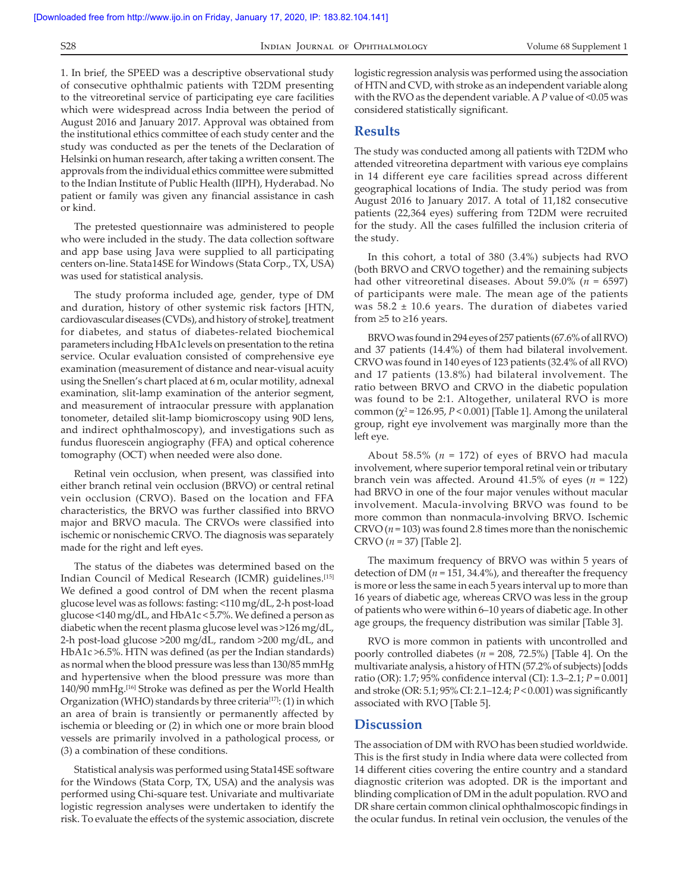1. In brief, the SPEED was a descriptive observational study of consecutive ophthalmic patients with T2DM presenting to the vitreoretinal service of participating eye care facilities which were widespread across India between the period of August 2016 and January 2017. Approval was obtained from the institutional ethics committee of each study center and the study was conducted as per the tenets of the Declaration of Helsinki on human research, after taking a written consent. The approvals from the individual ethics committee were submitted to the Indian Institute of Public Health (IIPH), Hyderabad. No patient or family was given any financial assistance in cash or kind.

The pretested questionnaire was administered to people who were included in the study. The data collection software and app base using Java were supplied to all participating centers on-line. Stata14SE for Windows (Stata Corp., TX, USA) was used for statistical analysis.

The study proforma included age, gender, type of DM and duration, history of other systemic risk factors [HTN, cardiovascular diseases (CVDs), and history of stroke], treatment for diabetes, and status of diabetes-related biochemical parameters including HbA1c levels on presentation to the retina service. Ocular evaluation consisted of comprehensive eye examination (measurement of distance and near-visual acuity using the Snellen's chart placed at 6 m, ocular motility, adnexal examination, slit-lamp examination of the anterior segment, and measurement of intraocular pressure with applanation tonometer, detailed slit-lamp biomicroscopy using 90D lens, and indirect ophthalmoscopy), and investigations such as fundus fluorescein angiography (FFA) and optical coherence tomography (OCT) when needed were also done.

Retinal vein occlusion, when present, was classified into either branch retinal vein occlusion (BRVO) or central retinal vein occlusion (CRVO). Based on the location and FFA characteristics, the BRVO was further classified into BRVO major and BRVO macula. The CRVOs were classified into ischemic or nonischemic CRVO. The diagnosis was separately made for the right and left eyes.

The status of the diabetes was determined based on the Indian Council of Medical Research (ICMR) guidelines.[15] We defined a good control of DM when the recent plasma glucose level was as follows: fasting: <110 mg/dL, 2-h post-load glucose <140 mg/dL, and HbA1c < 5.7%. We defined a person as diabetic when the recent plasma glucose level was >126 mg/dL, 2-h post-load glucose >200 mg/dL, random >200 mg/dL, and HbA1c >6.5%. HTN was defined (as per the Indian standards) as normal when the blood pressure was less than 130/85 mmHg and hypertensive when the blood pressure was more than 140/90 mmHg.[16] Stroke was defined as per the World Health Organization (WHO) standards by three criteria[17]: (1) in which an area of brain is transiently or permanently affected by ischemia or bleeding or (2) in which one or more brain blood vessels are primarily involved in a pathological process, or (3) a combination of these conditions.

Statistical analysis was performed using Stata14SE software for the Windows (Stata Corp, TX, USA) and the analysis was performed using Chi-square test. Univariate and multivariate logistic regression analyses were undertaken to identify the risk. To evaluate the effects of the systemic association, discrete logistic regression analysis was performed using the association of HTN and CVD, with stroke as an independent variable along with the RVO as the dependent variable. A *P* value of <0.05 was considered statistically significant.

## Results

The study was conducted among all patients with T2DM who attended vitreoretina department with various eye complains in 14 different eye care facilities spread across different geographical locations of India. The study period was from August 2016 to January 2017. A total of 11,182 consecutive patients (22,364 eyes) suffering from T2DM were recruited for the study. All the cases fulfilled the inclusion criteria of the study.

In this cohort, a total of 380 (3.4%) subjects had RVO (both BRVO and CRVO together) and the remaining subjects had other vitreoretinal diseases. About 59.0% ($n$ = 6597) of participants were male. The mean age of the patients was 58.2 ± 10.6 years. The duration of diabetes varied from ≥5 to ≥16 years.

BRVO was found in 294 eyes of 257 patients (67.6% of all RVO) and 37 patients (14.4%) of them had bilateral involvement. CRVO was found in 140 eyes of 123 patients (32.4% of all RVO) and 17 patients (13.8%) had bilateral involvement. The ratio between BRVO and CRVO in the diabetic population was found to be 2:1. Altogether, unilateral RVO is more common ($\chi^2$ = 126.95, $P$ < 0.001) [Table 1]. Among the unilateral group, right eye involvement was marginally more than the left eye.

About 58.5% ($n$ = 172) of eyes of BRVO had macula involvement, where superior temporal retinal vein or tributary branch vein was affected. Around 41.5% of eyes ($n$ = 122) had BRVO in one of the four major venules without macular involvement. Macula-involving BRVO was found to be more common than nonmacula-involving BRVO. Ischemic CRVO ($n$ = 103) was found 2.8 times more than the nonischemic CRVO ($n$ = 37) [Table 2].

The maximum frequency of BRVO was within 5 years of detection of DM ($n$ = 151, 34.4%), and thereafter the frequency is more or less the same in each 5 years interval up to more than 16 years of diabetic age, whereas CRVO was less in the group of patients who were within 6–10 years of diabetic age. In other age groups, the frequency distribution was similar [Table 3].

RVO is more common in patients with uncontrolled and poorly controlled diabetes ($n$ = 208, 72.5%) [Table 4]. On the multivariate analysis, a history of HTN (57.2% of subjects) [odds ratio (OR): 1.7; 95% confidence interval (CI): 1.3–2.1; $P$ = 0.001] and stroke (OR: 5.1; 95% CI: 2.1–12.4; $P$ < 0.001) was significantly associated with RVO [Table 5].

## Discussion

The association of DM with RVO has been studied worldwide. This is the first study in India where data were collected from 14 different cities covering the entire country and a standard diagnostic criterion was adopted. DR is the important and blinding complication of DM in the adult population. RVO and DR share certain common clinical ophthalmoscopic findings in the ocular fundus. In retinal vein occlusion, the venules of the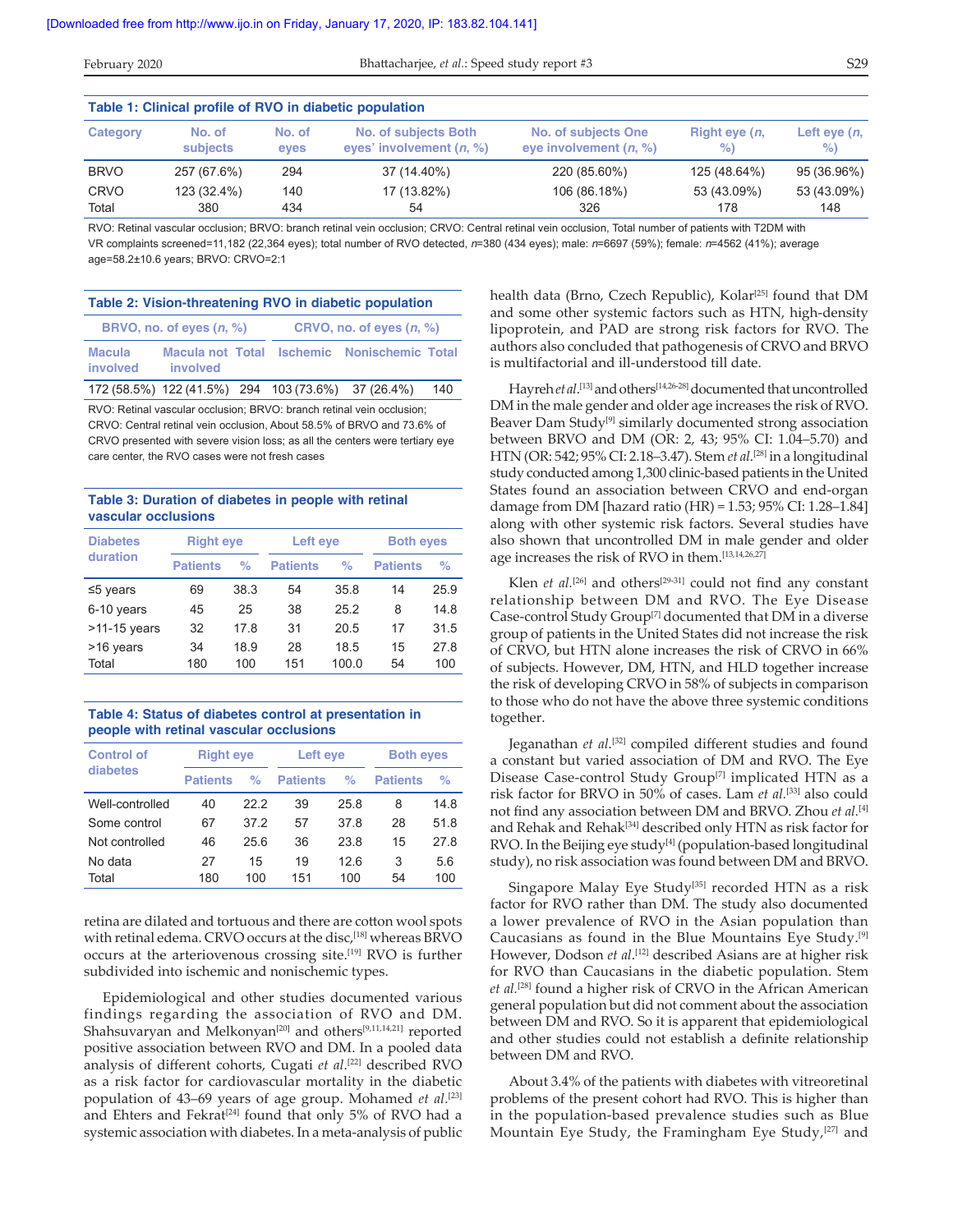**Table 1: Clinical profile of RVO in diabetic population**

| Category | No. of subjects | No. of eyes | No. of subjects Both eyes' involvement (*n*, %) | No. of subjects One eye involvement (*n*, %) | Right eye (*n*, %) | Left eye (*n*, %) |
|---|---|---|---|---|---|---|
| BRVO | 257 (67.6%) | 294 | 37 (14.40%) | 220 (85.60%) | 125 (48.64%) | 95 (36.96%) |
| CRVO | 123 (32.4%) | 140 | 17 (13.82%) | 106 (86.18%) | 53 (43.09%) | 53 (43.09%) |
| Total | 380 | 434 | 54 | 326 | 178 | 148 |

RVO: Retinal vascular occlusion; BRVO: branch retinal vein occlusion; CRVO: Central retinal vein occlusion, Total number of patients with T2DM with VR complaints screened=11,182 (22,364 eyes); total number of RVO detected, *n*=380 (434 eyes); male: *n*=6697 (59%); female: *n*=4562 (41%); average age=58.2±10.6 years; BRVO: CRVO=2:1

**Table 2: Vision-threatening RVO in diabetic population**

| BRVO, no. of eyes (*n*, %) | | | CRVO, no. of eyes (*n*, %) | | |
|---|---|---|---|---|---|
| Macula involved | Macula not involved | Total | Ischemic | Nonischemic | Total |
| 172 (58.5%) | 122 (41.5%) | 294 | 103 (73.6%) | 37 (26.4%) | 140 |

RVO: Retinal vascular occlusion; BRVO: branch retinal vein occlusion; CRVO: Central retinal vein occlusion, About 58.5% of BRVO and 73.6% of CRVO presented with severe vision loss; as all the centers were tertiary eye care center, the RVO cases were not fresh cases

**Table 3: Duration of diabetes in people with retinal vascular occlusions**

| Diabetes duration | Right eye | | Left eye | | Both eyes | |
|---|---|---|---|---|---|---|
| | Patients | % | Patients | % | Patients | % |
| ≤5 years | 69 | 38.3 | 54 | 35.8 | 14 | 25.9 |
| 6-10 years | 45 | 25 | 38 | 25.2 | 8 | 14.8 |
| >11-15 years | 32 | 17.8 | 31 | 20.5 | 17 | 31.5 |
| >16 years | 34 | 18.9 | 28 | 18.5 | 15 | 27.8 |
| Total | 180 | 100 | 151 | 100.0 | 54 | 100 |

**Table 4: Status of diabetes control at presentation in people with retinal vascular occlusions**

| Control of diabetes | Right eye | | Left eye | | Both eyes | |
|---|---|---|---|---|---|---|
| | Patients | % | Patients | % | Patients | % |
| Well-controlled | 40 | 22.2 | 39 | 25.8 | 8 | 14.8 |
| Some control | 67 | 37.2 | 57 | 37.8 | 28 | 51.8 |
| Not controlled | 46 | 25.6 | 36 | 23.8 | 15 | 27.8 |
| No data | 27 | 15 | 19 | 12.6 | 3 | 5.6 |
| Total | 180 | 100 | 151 | 100 | 54 | 100 |

retina are dilated and tortuous and there are cotton wool spots with retinal edema. CRVO occurs at the disc,[18] whereas BRVO occurs at the arteriovenous crossing site.[19] RVO is further subdivided into ischemic and nonischemic types.

Epidemiological and other studies documented various findings regarding the association of RVO and DM. Shahsuvaryan and Melkonyan[20] and others[9,11,14,21] reported positive association between RVO and DM. In a pooled data analysis of different cohorts, Cugati *et al*.[22] described RVO as a risk factor for cardiovascular mortality in the diabetic population of 43–69 years of age group. Mohamed *et al*.[23] and Ehters and Fekrat[24] found that only 5% of RVO had a systemic association with diabetes. In a meta-analysis of public health data (Brno, Czech Republic), Kolar[25] found that DM and some other systemic factors such as HTN, high-density lipoprotein, and PAD are strong risk factors for RVO. The authors also concluded that pathogenesis of CRVO and BRVO is multifactorial and ill-understood till date.

Hayreh *et al*.[13] and others[14,26-28] documented that uncontrolled DM in the male gender and older age increases the risk of RVO. Beaver Dam Study[9] similarly documented strong association between BRVO and DM (OR: 2, 43; 95% CI: 1.04–5.70) and HTN (OR: 542; 95% CI: 2.18–3.47). Stem *et al*.[28] in a longitudinal study conducted among 1,300 clinic-based patients in the United States found an association between CRVO and end-organ damage from DM [hazard ratio (HR) = 1.53; 95% CI: 1.28–1.84] along with other systemic risk factors. Several studies have also shown that uncontrolled DM in male gender and older age increases the risk of RVO in them.[13,14,26,27]

Klen *et al*.[26] and others[29-31] could not find any constant relationship between DM and RVO. The Eye Disease Case-control Study Group[7] documented that DM in a diverse group of patients in the United States did not increase the risk of CRVO, but HTN alone increases the risk of CRVO in 66% of subjects. However, DM, HTN, and HLD together increase the risk of developing CRVO in 58% of subjects in comparison to those who do not have the above three systemic conditions together.

Jeganathan *et al*.[32] compiled different studies and found a constant but varied association of DM and RVO. The Eye Disease Case-control Study Group[7] implicated HTN as a risk factor for BRVO in 50% of cases. Lam *et al*.[33] also could not find any association between DM and BRVO. Zhou *et al*.[4] and Rehak and Rehak[34] described only HTN as risk factor for RVO. In the Beijing eye study[4] (population-based longitudinal study), no risk association was found between DM and BRVO.

Singapore Malay Eye Study[35] recorded HTN as a risk factor for RVO rather than DM. The study also documented a lower prevalence of RVO in the Asian population than Caucasians as found in the Blue Mountains Eye Study.[9] However, Dodson *et al*.[12] described Asians are at higher risk for RVO than Caucasians in the diabetic population. Stem *et al.*[28] found a higher risk of CRVO in the African American general population but did not comment about the association between DM and RVO. So it is apparent that epidemiological and other studies could not establish a definite relationship between DM and RVO.

About 3.4% of the patients with diabetes with vitreoretinal problems of the present cohort had RVO. This is higher than in the population-based prevalence studies such as Blue Mountain Eye Study, the Framingham Eye Study,[27] and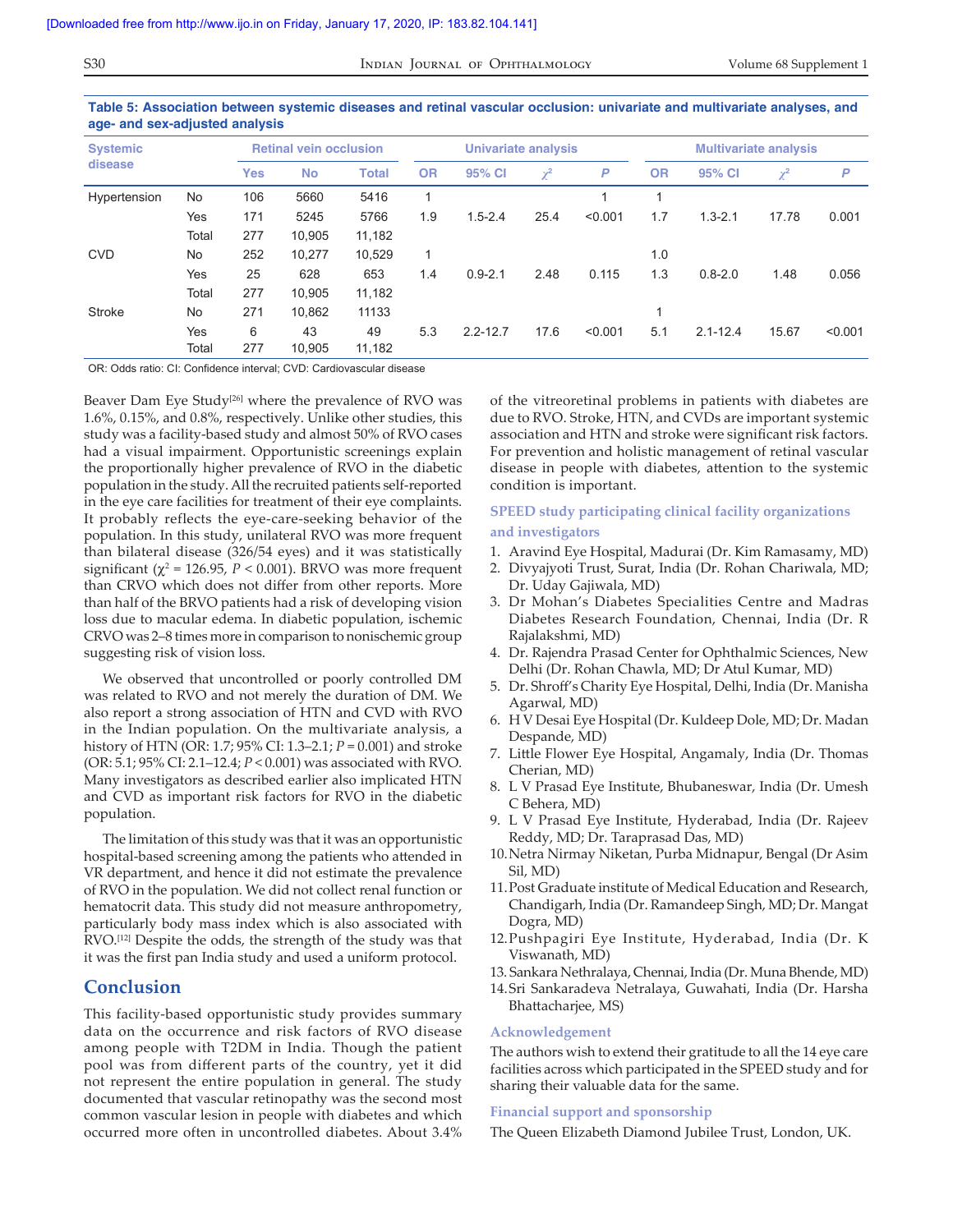**Table 5: Association between systemic diseases and retinal vascular occlusion: univariate and multivariate analyses, and age- and sex-adjusted analysis**

| Systemic disease | | Retinal vein occlusion | | | Univariate analysis | | | | Multivariate analysis | | | |
|---|---|---|---|---|---|---|---|---|---|---|---|---|
| | | Yes | No | Total | OR | 95% CI | $\chi^2$ | P | OR | 95% CI | $\chi^2$ | P |
| Hypertension | No | 106 | 5660 | 5416 | 1 | | | 1 | 1 | | | |
| | Yes | 171 | 5245 | 5766 | 1.9 | 1.5-2.4 | 25.4 | <0.001 | 1.7 | 1.3-2.1 | 17.78 | 0.001 |
| | Total | 277 | 10,905 | 11,182 | | | | | | | | |
| CVD | No | 252 | 10,277 | 10,529 | 1 | | | | 1.0 | | | |
| | Yes | 25 | 628 | 653 | 1.4 | 0.9-2.1 | 2.48 | 0.115 | 1.3 | 0.8-2.0 | 1.48 | 0.056 |
| | Total | 277 | 10,905 | 11,182 | | | | | | | | |
| Stroke | No | 271 | 10,862 | 11133 | | | | | 1 | | | |
| | Yes | 6 | 43 | 49 | 5.3 | 2.2-12.7 | 17.6 | <0.001 | 5.1 | 2.1-12.4 | 15.67 | <0.001 |
| | Total | 277 | 10,905 | 11,182 | | | | | | | | |

OR: Odds ratio: CI: Confidence interval; CVD: Cardiovascular disease

Beaver Dam Eye Study[26] where the prevalence of RVO was 1.6%, 0.15%, and 0.8%, respectively. Unlike other studies, this study was a facility-based study and almost 50% of RVO cases had a visual impairment. Opportunistic screenings explain the proportionally higher prevalence of RVO in the diabetic population in the study. All the recruited patients self-reported in the eye care facilities for treatment of their eye complaints. It probably reflects the eye-care-seeking behavior of the population. In this study, unilateral RVO was more frequent than bilateral disease (326/54 eyes) and it was statistically significant ($\chi^2 = 126.95$, $P < 0.001$). BRVO was more frequent than CRVO which does not differ from other reports. More than half of the BRVO patients had a risk of developing vision loss due to macular edema. In diabetic population, ischemic CRVO was 2–8 times more in comparison to nonischemic group suggesting risk of vision loss.

We observed that uncontrolled or poorly controlled DM was related to RVO and not merely the duration of DM. We also report a strong association of HTN and CVD with RVO in the Indian population. On the multivariate analysis, a history of HTN (OR: 1.7; 95% CI: 1.3–2.1; $P = 0.001$) and stroke (OR: 5.1; 95% CI: 2.1–12.4; $P < 0.001$) was associated with RVO. Many investigators as described earlier also implicated HTN and CVD as important risk factors for RVO in the diabetic population.

The limitation of this study was that it was an opportunistic hospital-based screening among the patients who attended in VR department, and hence it did not estimate the prevalence of RVO in the population. We did not collect renal function or hematocrit data. This study did not measure anthropometry, particularly body mass index which is also associated with RVO.[12] Despite the odds, the strength of the study was that it was the first pan India study and used a uniform protocol.

## Conclusion

This facility-based opportunistic study provides summary data on the occurrence and risk factors of RVO disease among people with T2DM in India. Though the patient pool was from different parts of the country, yet it did not represent the entire population in general. The study documented that vascular retinopathy was the second most common vascular lesion in people with diabetes and which occurred more often in uncontrolled diabetes. About 3.4% of the vitreoretinal problems in patients with diabetes are due to RVO. Stroke, HTN, and CVDs are important systemic association and HTN and stroke were significant risk factors. For prevention and holistic management of retinal vascular disease in people with diabetes, attention to the systemic condition is important.

### SPEED study participating clinical facility organizations and investigators

1. Aravind Eye Hospital, Madurai (Dr. Kim Ramasamy, MD)
2. Divyajyoti Trust, Surat, India (Dr. Rohan Chariwala, MD; Dr. Uday Gajiwala, MD)
3. Dr Mohan's Diabetes Specialities Centre and Madras Diabetes Research Foundation, Chennai, India (Dr. R Rajalakshmi, MD)
4. Dr. Rajendra Prasad Center for Ophthalmic Sciences, New Delhi (Dr. Rohan Chawla, MD; Dr Atul Kumar, MD)
5. Dr. Shroff's Charity Eye Hospital, Delhi, India (Dr. Manisha Agarwal, MD)
6. H V Desai Eye Hospital (Dr. Kuldeep Dole, MD; Dr. Madan Despande, MD)
7. Little Flower Eye Hospital, Angamaly, India (Dr. Thomas Cherian, MD)
8. L V Prasad Eye Institute, Bhubaneswar, India (Dr. Umesh C Behera, MD)
9. L V Prasad Eye Institute, Hyderabad, India (Dr. Rajeev Reddy, MD; Dr. Taraprasad Das, MD)
10. Netra Nirmay Niketan, Purba Midnapur, Bengal (Dr Asim Sil, MD)
11. Post Graduate institute of Medical Education and Research, Chandigarh, India (Dr. Ramandeep Singh, MD; Dr. Mangat Dogra, MD)
12. Pushpagiri Eye Institute, Hyderabad, India (Dr. K Viswanath, MD)
13. Sankara Nethralaya, Chennai, India (Dr. Muna Bhende, MD)
14. Sri Sankaradeva Netralaya, Guwahati, India (Dr. Harsha Bhattacharjee, MS)

### Acknowledgement

The authors wish to extend their gratitude to all the 14 eye care facilities across which participated in the SPEED study and for sharing their valuable data for the same.

### Financial support and sponsorship

The Queen Elizabeth Diamond Jubilee Trust, London, UK.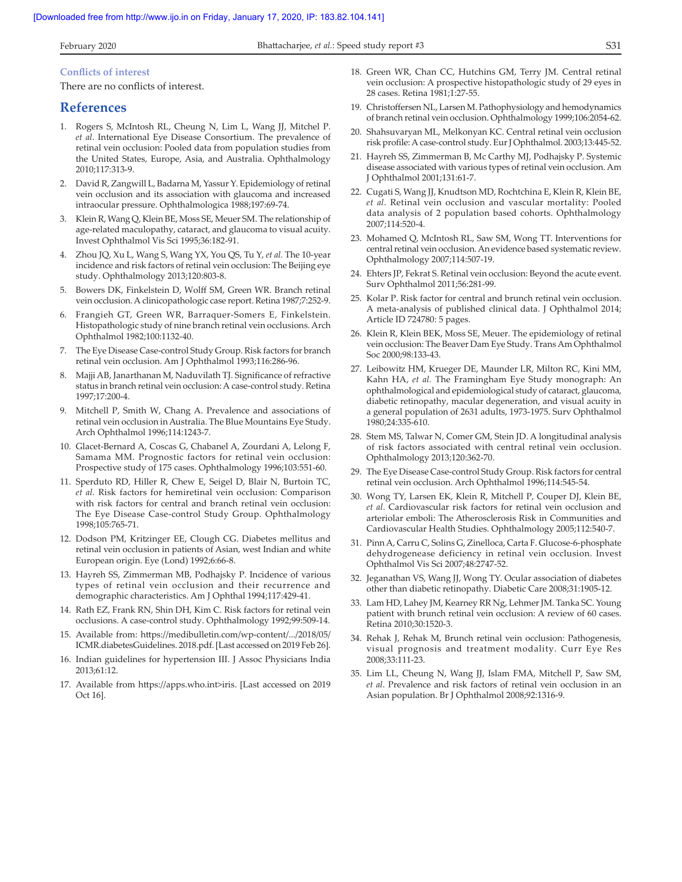#### Conflicts of interest

There are no conflicts of interest.

## References

1. Rogers S, McIntosh RL, Cheung N, Lim L, Wang JJ, Mitchel P. *et al*. International Eye Disease Consortium. The prevalence of retinal vein occlusion: Pooled data from population studies from the United States, Europe, Asia, and Australia. Ophthalmology 2010;117:313-9.
2. David R, Zangwill L, Badarna M, Yassur Y. Epidemiology of retinal vein occlusion and its association with glaucoma and increased intraocular pressure. Ophthalmologica 1988;197:69-74.
3. Klein R, Wang Q, Klein BE, Moss SE, Meuer SM. The relationship of age-related maculopathy, cataract, and glaucoma to visual acuity. Invest Ophthalmol Vis Sci 1995;36:182-91.
4. Zhou JQ, Xu L, Wang S, Wang YX, You QS, Tu Y, *et al*. The 10-year incidence and risk factors of retinal vein occlusion: The Beijing eye study. Ophthalmology 2013;120:803-8.
5. Bowers DK, Finkelstein D, Wolff SM, Green WR. Branch retinal vein occlusion. A clinicopathologic case report. Retina 1987;7:252-9.
6. Frangieh GT, Green WR, Barraquer-Somers E, Finkelstein. Histopathologic study of nine branch retinal vein occlusions. Arch Ophthalmol 1982;100:1132-40.
7. The Eye Disease Case-control Study Group. Risk factors for branch retinal vein occlusion. Am J Ophthalmol 1993;116:286-96.
8. Majji AB, Janarthanan M, Naduvilath TJ. Significance of refractive status in branch retinal vein occlusion: A case-control study. Retina 1997;17:200-4.
9. Mitchell P, Smith W, Chang A. Prevalence and associations of retinal vein occlusion in Australia. The Blue Mountains Eye Study. Arch Ophthalmol 1996;114:1243-7.
10. Glacet-Bernard A, Coscas G, Chabanel A, Zourdani A, Lelong F, Samama MM. Prognostic factors for retinal vein occlusion: Prospective study of 175 cases. Ophthalmology 1996;103:551-60.
11. Sperduto RD, Hiller R, Chew E, Seigel D, Blair N, Burtoin TC, *et al*. Risk factors for hemiretinal vein occlusion: Comparison with risk factors for central and branch retinal vein occlusion: The Eye Disease Case-control Study Group. Ophthalmology 1998;105:765-71.
12. Dodson PM, Kritzinger EE, Clough CG. Diabetes mellitus and retinal vein occlusion in patients of Asian, west Indian and white European origin. Eye (Lond) 1992;6:66-8.
13. Hayreh SS, Zimmerman MB, Podhajsky P. Incidence of various types of retinal vein occlusion and their recurrence and demographic characteristics. Am J Ophthal 1994;117:429-41.
14. Rath EZ, Frank RN, Shin DH, Kim C. Risk factors for retinal vein occlusions. A case-control study. Ophthalmology 1992;99:509-14.
15. Available from: https://medibulletin.com/wp-content/.../2018/05/ICMR.diabetesGuidelines. 2018.pdf. [Last accessed on 2019 Feb 26].
16. Indian guidelines for hypertension III. J Assoc Physicians India 2013;61:12.
17. Available from https://apps.who.int>iris. [Last accessed on 2019 Oct 16].
18. Green WR, Chan CC, Hutchins GM, Terry JM. Central retinal vein occlusion: A prospective histopathologic study of 29 eyes in 28 cases. Retina 1981;1:27-55.
19. Christoffersen NL, Larsen M. Pathophysiology and hemodynamics of branch retinal vein occlusion. Ophthalmology 1999;106:2054-62.
20. Shahsuvaryan ML, Melkonyan KC. Central retinal vein occlusion risk profile: A case-control study. Eur J Ophthalmol. 2003;13:445-52.
21. Hayreh SS, Zimmerman B, Mc Carthy MJ, Podhajsky P. Systemic disease associated with various types of retinal vein occlusion. Am J Ophthalmol 2001;131:61-7.
22. Cugati S, Wang JJ, Knudtson MD, Rochtchina E, Klein R, Klein BE, *et al*. Retinal vein occlusion and vascular mortality: Pooled data analysis of 2 population based cohorts. Ophthalmology 2007;114:520-4.
23. Mohamed Q, McIntosh RL, Saw SM, Wong TT. Interventions for central retinal vein occlusion. An evidence based systematic review. Ophthalmology 2007;114:507-19.
24. Ehters JP, Fekrat S. Retinal vein occlusion: Beyond the acute event. Surv Ophthalmol 2011;56:281-99.
25. Kolar P. Risk factor for central and brunch retinal vein occlusion. A meta-analysis of published clinical data. J Ophthalmol 2014; Article ID 724780: 5 pages.
26. Klein R, Klein BEK, Moss SE, Meuer. The epidemiology of retinal vein occlusion: The Beaver Dam Eye Study. Trans Am Ophthalmol Soc 2000;98:133-43.
27. Leibowitz HM, Krueger DE, Maunder LR, Milton RC, Kini MM, Kahn HA, *et al*. The Framingham Eye Study monograph: An ophthalmological and epidemiological study of cataract, glaucoma, diabetic retinopathy, macular degeneration, and visual acuity in a general population of 2631 adults, 1973-1975. Surv Ophthalmol 1980;24:335-610.
28. Stem MS, Talwar N, Comer GM, Stein JD. A longitudinal analysis of risk factors associated with central retinal vein occlusion. Ophthalmology 2013;120:362-70.
29. The Eye Disease Case-control Study Group. Risk factors for central retinal vein occlusion. Arch Ophthalmol 1996;114:545-54.
30. Wong TY, Larsen EK, Klein R, Mitchell P, Couper DJ, Klein BE, *et al*. Cardiovascular risk factors for retinal vein occlusion and arteriolar emboli: The Atherosclerosis Risk in Communities and Cardiovascular Health Studies. Ophthalmology 2005;112:540-7.
31. Pinn A, Carru C, Solins G, Zinelloca, Carta F. Glucose-6-phosphate dehydrogenease deficiency in retinal vein occlusion. Invest Ophthalmol Vis Sci 2007;48:2747-52.
32. Jeganathan VS, Wang JJ, Wong TY. Ocular association of diabetes other than diabetic retinopathy. Diabetic Care 2008;31:1905-12.
33. Lam HD, Lahey JM, Kearney RR Ng, Lehmer JM. Tanka SC. Young patient with brunch retinal vein occlusion: A review of 60 cases. Retina 2010;30:1520-3.
34. Rehak J, Rehak M, Brunch retinal vein occlusion: Pathogenesis, visual prognosis and treatment modality. Curr Eye Res 2008;33:111-23.
35. Lim LL, Cheung N, Wang JJ, Islam FMA, Mitchell P, Saw SM, *et al*. Prevalence and risk factors of retinal vein occlusion in an Asian population. Br J Ophthalmol 2008;92:1316-9.